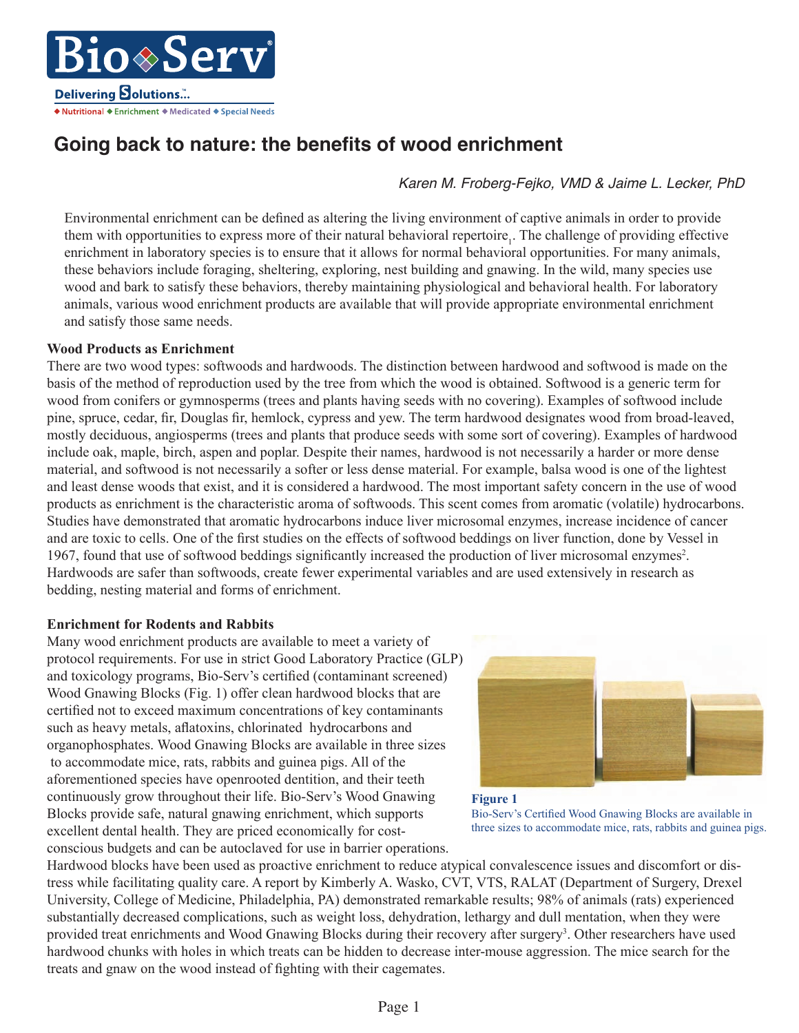# Going back to nature: the benefits of wood enrichment

*Karen M. Froberg-Fejko, VMD & Jaime L. Lecker, PhD*

Environmental enrichment can be defined as altering the living environment of captive animals in order to provide them with opportunities to express more of their natural behavioral repertoire[1]. The challenge of providing effective enrichment in laboratory species is to ensure that it allows for normal behavioral opportunities. For many animals, these behaviors include foraging, sheltering, exploring, nest building and gnawing. In the wild, many species use wood and bark to satisfy these behaviors, thereby maintaining physiological and behavioral health. For laboratory animals, various wood enrichment products are available that will provide appropriate environmental enrichment and satisfy those same needs.

**Wood Products as Enrichment**

There are two wood types: softwoods and hardwoods. The distinction between hardwood and softwood is made on the basis of the method of reproduction used by the tree from which the wood is obtained. Softwood is a generic term for wood from conifers or gymnosperms (trees and plants having seeds with no covering). Examples of softwood include pine, spruce, cedar, fir, Douglas fir, hemlock, cypress and yew. The term hardwood designates wood from broad-leaved, mostly deciduous, angiosperms (trees and plants that produce seeds with some sort of covering). Examples of hardwood include oak, maple, birch, aspen and poplar. Despite their names, hardwood is not necessarily a harder or more dense material, and softwood is not necessarily a softer or less dense material. For example, balsa wood is one of the lightest and least dense woods that exist, and it is considered a hardwood. The most important safety concern in the use of wood products as enrichment is the characteristic aroma of softwoods. This scent comes from aromatic (volatile) hydrocarbons. Studies have demonstrated that aromatic hydrocarbons induce liver microsomal enzymes, increase incidence of cancer and are toxic to cells. One of the first studies on the effects of softwood beddings on liver function, done by Vessel in 1967, found that use of softwood beddings significantly increased the production of liver microsomal enzymes[2]. Hardwoods are safer than softwoods, create fewer experimental variables and are used extensively in research as bedding, nesting material and forms of enrichment.

**Enrichment for Rodents and Rabbits**

Many wood enrichment products are available to meet a variety of protocol requirements. For use in strict Good Laboratory Practice (GLP) and toxicology programs, Bio-Serv's certified (contaminant screened) Wood Gnawing Blocks (Fig. 1) offer clean hardwood blocks that are certified not to exceed maximum concentrations of key contaminants such as heavy metals, aflatoxins, chlorinated hydrocarbons and organophosphates. Wood Gnawing Blocks are available in three sizes to accommodate mice, rats, rabbits and guinea pigs. All of the aforementioned species have openrooted dentition, and their teeth continuously grow throughout their life. Bio-Serv's Wood Gnawing Blocks provide safe, natural gnawing enrichment, which supports excellent dental health. They are priced economically for cost-conscious budgets and can be autoclaved for use in barrier operations.

**Figure 1**
Bio-Serv's Certified Wood Gnawing Blocks are available in three sizes to accommodate mice, rats, rabbits and guinea pigs.

Hardwood blocks have been used as proactive enrichment to reduce atypical convalescence issues and discomfort or distress while facilitating quality care. A report by Kimberly A. Wasko, CVT, VTS, RALAT (Department of Surgery, Drexel University, College of Medicine, Philadelphia, PA) demonstrated remarkable results; 98% of animals (rats) experienced substantially decreased complications, such as weight loss, dehydration, lethargy and dull mentation, when they were provided treat enrichments and Wood Gnawing Blocks during their recovery after surgery[3]. Other researchers have used hardwood chunks with holes in which treats can be hidden to decrease inter-mouse aggression. The mice search for the treats and gnaw on the wood instead of fighting with their cagemates.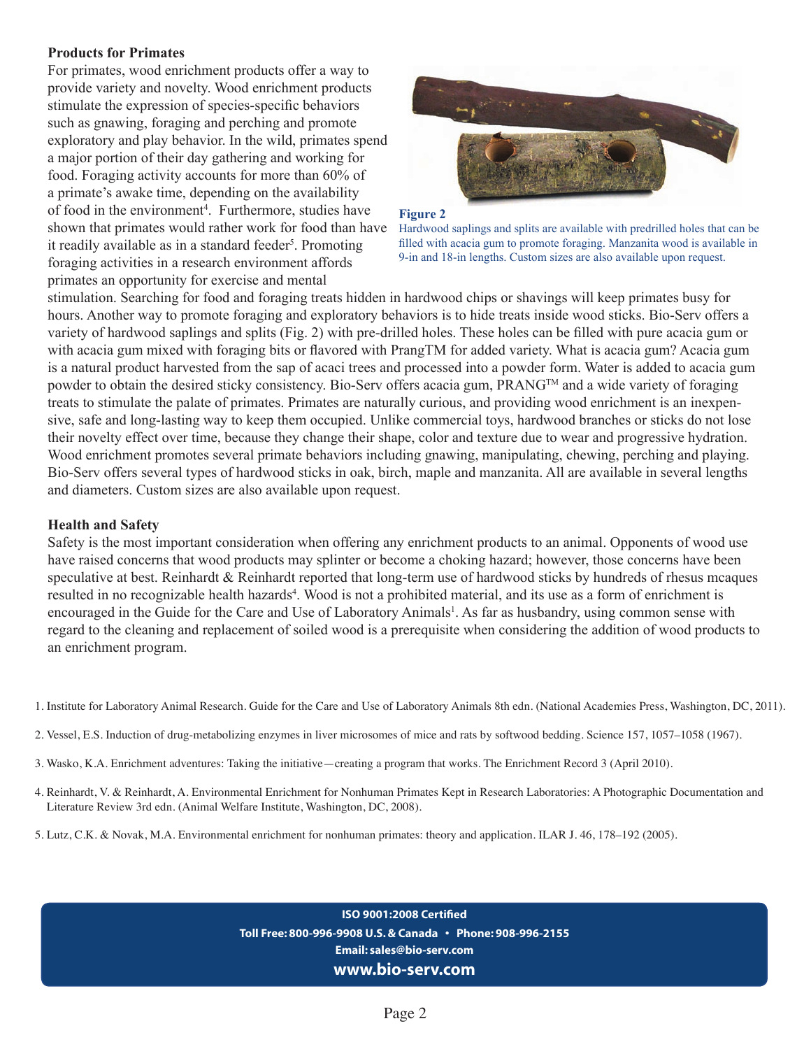### Products for Primates

For primates, wood enrichment products offer a way to provide variety and novelty. Wood enrichment products stimulate the expression of species-specific behaviors such as gnawing, foraging and perching and promote exploratory and play behavior. In the wild, primates spend a major portion of their day gathering and working for food. Foraging activity accounts for more than 60% of a primate's awake time, depending on the availability of food in the environment[4]. Furthermore, studies have shown that primates would rather work for food than have it readily available as in a standard feeder[5]. Promoting foraging activities in a research environment affords primates an opportunity for exercise and mental stimulation. Searching for food and foraging treats hidden in hardwood chips or shavings will keep primates busy for hours. Another way to promote foraging and exploratory behaviors is to hide treats inside wood sticks. Bio-Serv offers a variety of hardwood saplings and splits (Fig. 2) with pre-drilled holes. These holes can be filled with pure acacia gum or with acacia gum mixed with foraging bits or flavored with PrangTM for added variety. What is acacia gum? Acacia gum is a natural product harvested from the sap of acaci trees and processed into a powder form. Water is added to acacia gum powder to obtain the desired sticky consistency. Bio-Serv offers acacia gum, PRANG™ and a wide variety of foraging treats to stimulate the palate of primates. Primates are naturally curious, and providing wood enrichment is an inexpensive, safe and long-lasting way to keep them occupied. Unlike commercial toys, hardwood branches or sticks do not lose their novelty effect over time, because they change their shape, color and texture due to wear and progressive hydration. Wood enrichment promotes several primate behaviors including gnawing, manipulating, chewing, perching and playing. Bio-Serv offers several types of hardwood sticks in oak, birch, maple and manzanita. All are available in several lengths and diameters. Custom sizes are also available upon request.

**Figure 2**
Hardwood saplings and splits are available with predrilled holes that can be filled with acacia gum to promote foraging. Manzanita wood is available in 9-in and 18-in lengths. Custom sizes are also available upon request.

### Health and Safety

Safety is the most important consideration when offering any enrichment products to an animal. Opponents of wood use have raised concerns that wood products may splinter or become a choking hazard; however, those concerns have been speculative at best. Reinhardt & Reinhardt reported that long-term use of hardwood sticks by hundreds of rhesus mcaques resulted in no recognizable health hazards[4]. Wood is not a prohibited material, and its use as a form of enrichment is encouraged in the Guide for the Care and Use of Laboratory Animals[1]. As far as husbandry, using common sense with regard to the cleaning and replacement of soiled wood is a prerequisite when considering the addition of wood products to an enrichment program.

1. Institute for Laboratory Animal Research. Guide for the Care and Use of Laboratory Animals 8th edn. (National Academies Press, Washington, DC, 2011).
2. Vessel, E.S. Induction of drug-metabolizing enzymes in liver microsomes of mice and rats by softwood bedding. Science 157, 1057–1058 (1967).
3. Wasko, K.A. Enrichment adventures: Taking the initiative—creating a program that works. The Enrichment Record 3 (April 2010).
4. Reinhardt, V. & Reinhardt, A. Environmental Enrichment for Nonhuman Primates Kept in Research Laboratories: A Photographic Documentation and Literature Review 3rd edn. (Animal Welfare Institute, Washington, DC, 2008).
5. Lutz, C.K. & Novak, M.A. Environmental enrichment for nonhuman primates: theory and application. ILAR J. 46, 178–192 (2005).

**ISO 9001:2008 Certified**
**Toll Free: 800-996-9908 U.S. & Canada • Phone: 908-996-2155**
**Email: sales@bio-serv.com**
**www.bio-serv.com**